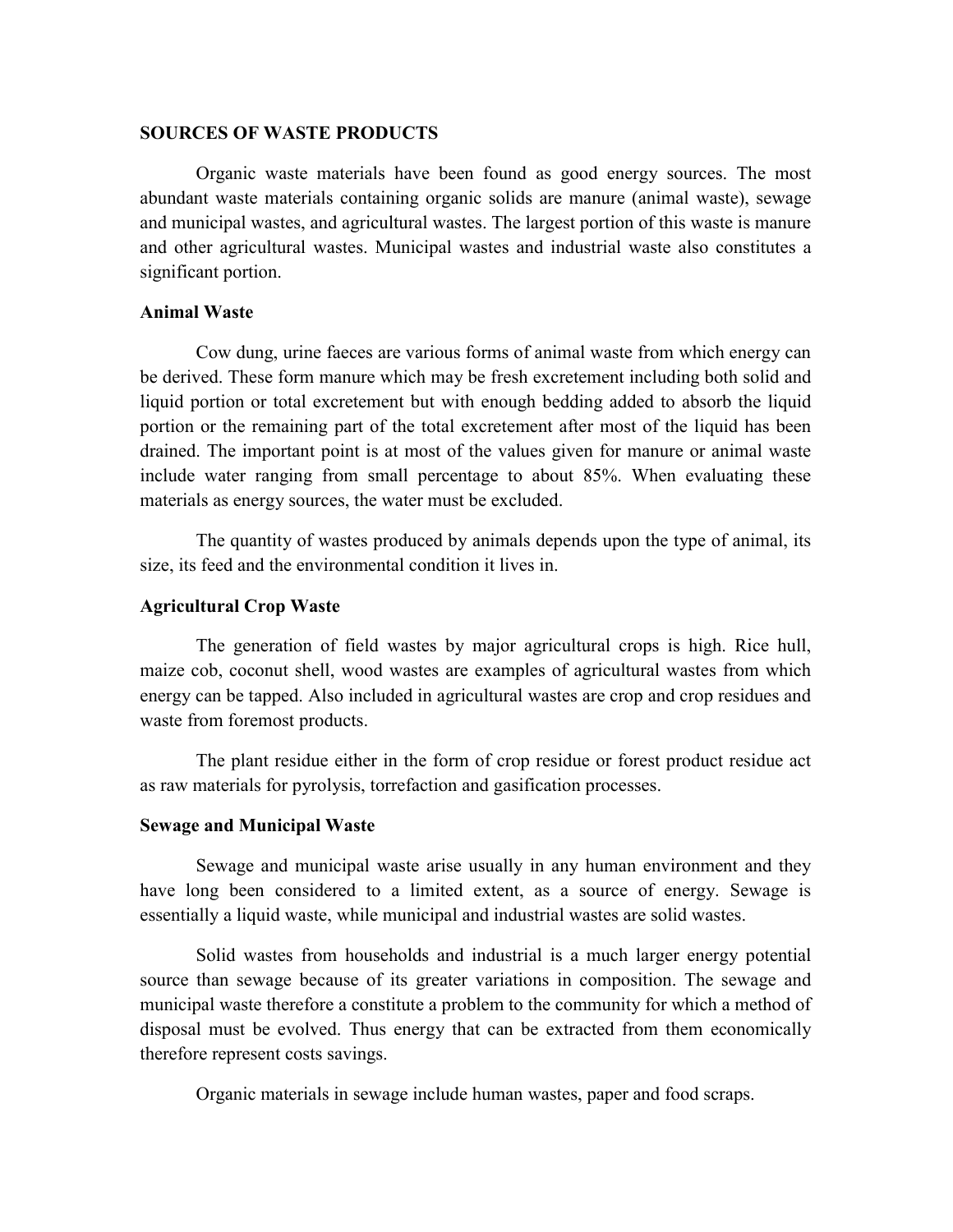## SOURCES OF WASTE PRODUCTS

Organic waste materials have been found as good energy sources. The most abundant waste materials containing organic solids are manure (animal waste), sewage and municipal wastes, and agricultural wastes. The largest portion of this waste is manure and other agricultural wastes. Municipal wastes and industrial waste also constitutes a significant portion.

### Animal Waste

Cow dung, urine faeces are various forms of animal waste from which energy can be derived. These form manure which may be fresh excretement including both solid and liquid portion or total excretement but with enough bedding added to absorb the liquid portion or the remaining part of the total excretement after most of the liquid has been drained. The important point is at most of the values given for manure or animal waste include water ranging from small percentage to about 85%. When evaluating these materials as energy sources, the water must be excluded.

The quantity of wastes produced by animals depends upon the type of animal, its size, its feed and the environmental condition it lives in.

### Agricultural Crop Waste

The generation of field wastes by major agricultural crops is high. Rice hull, maize cob, coconut shell, wood wastes are examples of agricultural wastes from which energy can be tapped. Also included in agricultural wastes are crop and crop residues and waste from foremost products.

The plant residue either in the form of crop residue or forest product residue act as raw materials for pyrolysis, torrefaction and gasification processes.

### Sewage and Municipal Waste

Sewage and municipal waste arise usually in any human environment and they have long been considered to a limited extent, as a source of energy. Sewage is essentially a liquid waste, while municipal and industrial wastes are solid wastes.

Solid wastes from households and industrial is a much larger energy potential source than sewage because of its greater variations in composition. The sewage and municipal waste therefore a constitute a problem to the community for which a method of disposal must be evolved. Thus energy that can be extracted from them economically therefore represent costs savings.

Organic materials in sewage include human wastes, paper and food scraps.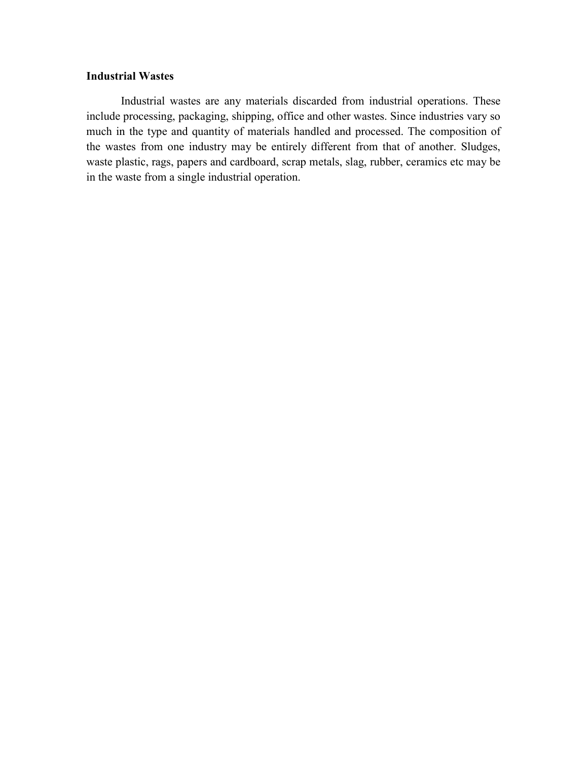**Industrial Wastes**

Industrial wastes are any materials discarded from industrial operations. These include processing, packaging, shipping, office and other wastes. Since industries vary so much in the type and quantity of materials handled and processed. The composition of the wastes from one industry may be entirely different from that of another. Sludges, waste plastic, rags, papers and cardboard, scrap metals, slag, rubber, ceramics etc may be in the waste from a single industrial operation.